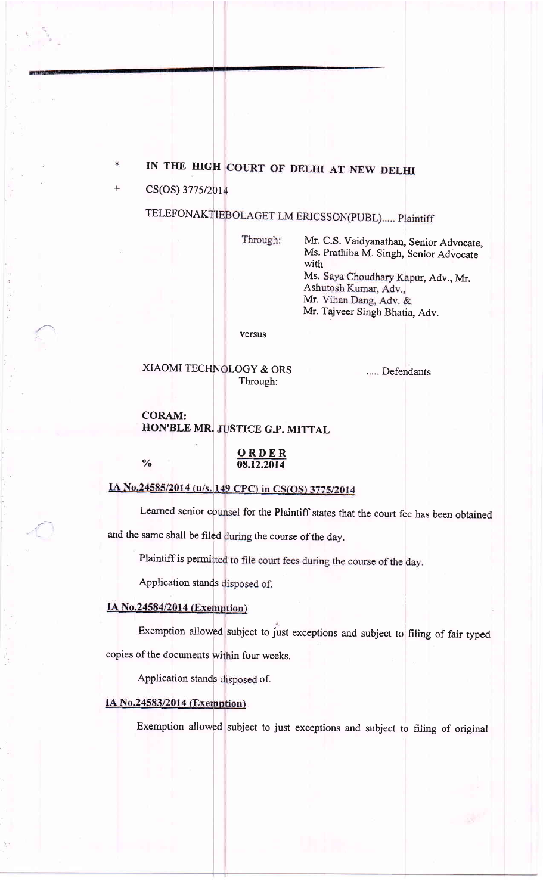\* IN THE HIGH COURT OF DELHI AT NEW DELHI

\+ CS(OS) 3775/2014

TELEFONAKTIEBOLAGET LM ERICSSON(PUBL)..... Plaintiff

Through: Mr. C.S. Vaidyanathan, Senior Advocate, Ms. Prathiba M. Singh, Senior Advocate with Ms. Saya Choudhary Kapur, Adv., Mr. Ashutosh Kumar, Adv., Mr. Vihan Dang, Adv. & Mr. Tajveer Singh Bhatia, Adv.

versus

XIAOMI TECHNOLOGY & ORS ..... Defendants

Through:

**CORAM:**
**HON'BLE MR. JUSTICE G.P. MITTAL**

% **ORDER**
**08.12.2014**

**IA No.24585/2014 (u/s. 149 CPC) in CS(OS) 3775/2014**

Learned senior counsel for the Plaintiff states that the court fee has been obtained and the same shall be filed during the course of the day.

Plaintiff is permitted to file court fees during the course of the day.

Application stands disposed of.

**IA No.24584/2014 (Exemption)**

Exemption allowed subject to just exceptions and subject to filing of fair typed copies of the documents within four weeks.

Application stands disposed of.

**IA No.24583/2014 (Exemption)**

Exemption allowed subject to just exceptions and subject to filing of original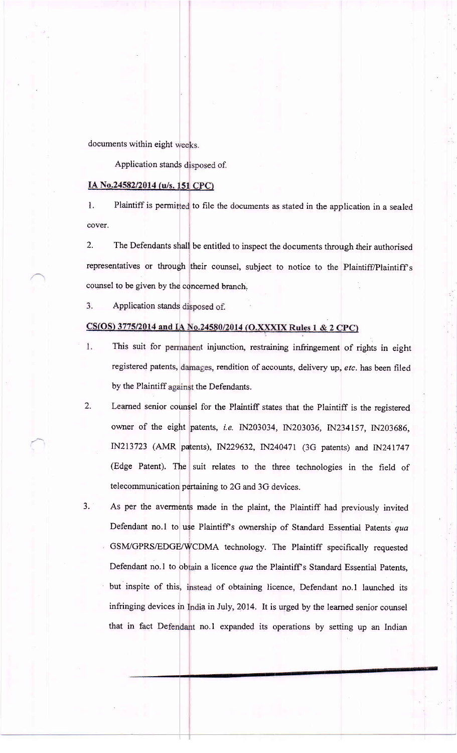documents within eight weeks.

Application stands disposed of.

**IA No.24582/2014 (u/s. 151 CPC)**

1. Plaintiff is permitted to file the documents as stated in the application in a sealed cover.

2. The Defendants shall be entitled to inspect the documents through their authorised representatives or through their counsel, subject to notice to the Plaintiff/Plaintiff's counsel to be given by the concerned branch.

3. Application stands disposed of.

**CS(OS) 3775/2014 and IA No.24580/2014 (O.XXXIX Rules 1 & 2 CPC)**

1. This suit for permanent injunction, restraining infringement of rights in eight registered patents, damages, rendition of accounts, delivery up, *etc.* has been filed by the Plaintiff against the Defendants.

2. Learned senior counsel for the Plaintiff states that the Plaintiff is the registered owner of the eight patents, *i.e.* IN203034, IN203036, IN234157, IN203686, IN213723 (AMR patents), IN229632, IN240471 (3G patents) and IN241747 (Edge Patent). The suit relates to the three technologies in the field of telecommunication pertaining to 2G and 3G devices.

3. As per the averments made in the plaint, the Plaintiff had previously invited Defendant no.1 to use Plaintiff's ownership of Standard Essential Patents *qua* GSM/GPRS/EDGE/WCDMA technology. The Plaintiff specifically requested Defendant no.1 to obtain a licence *qua* the Plaintiff's Standard Essential Patents, but inspite of this, instead of obtaining licence, Defendant no.1 launched its infringing devices in India in July, 2014. It is urged by the learned senior counsel that in fact Defendant no.1 expanded its operations by setting up an Indian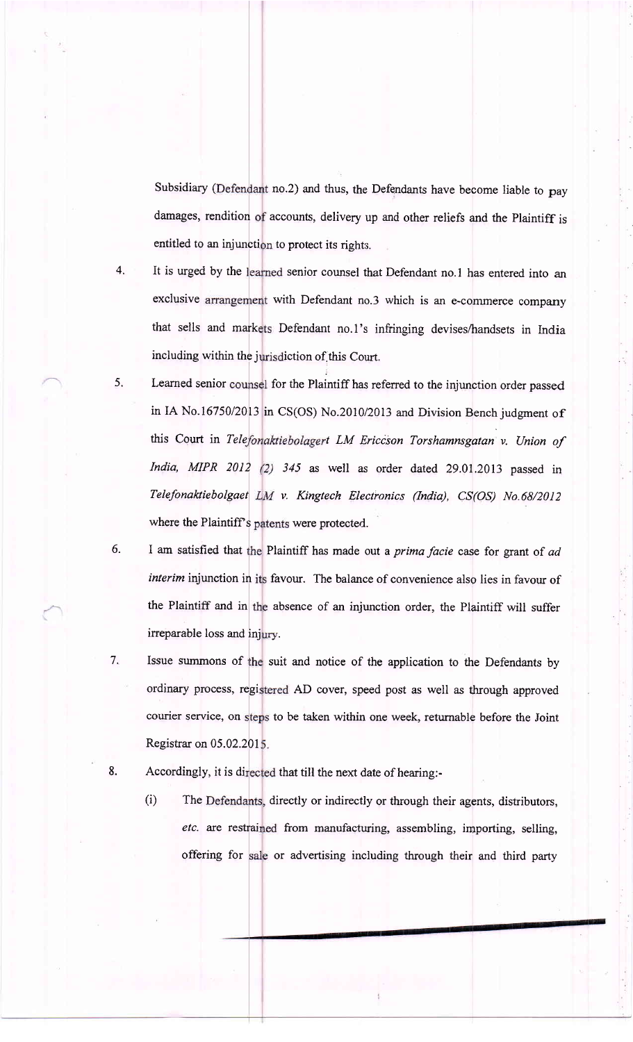Subsidiary (Defendant no.2) and thus, the Defendants have become liable to pay damages, rendition of accounts, delivery up and other reliefs and the Plaintiff is entitled to an injunction to protect its rights.

4. It is urged by the learned senior counsel that Defendant no.1 has entered into an exclusive arrangement with Defendant no.3 which is an e-commerce company that sells and markets Defendant no.1's infringing devises/handsets in India including within the jurisdiction of this Court.

5. Learned senior counsel for the Plaintiff has referred to the injunction order passed in IA No.16750/2013 in CS(OS) No.2010/2013 and Division Bench judgment of this Court in *Telefonaktiebolagert LM Ericcson Torshamnsgatan v. Union of India, MIPR 2012 (2) 345* as well as order dated 29.01.2013 passed in *Telefonaktiebolgaet LM v. Kingtech Electronics (India), CS(OS) No.68/2012* where the Plaintiff's patents were protected.

6. I am satisfied that the Plaintiff has made out a *prima facie* case for grant of *ad interim* injunction in its favour. The balance of convenience also lies in favour of the Plaintiff and in the absence of an injunction order, the Plaintiff will suffer irreparable loss and injury.

7. Issue summons of the suit and notice of the application to the Defendants by ordinary process, registered AD cover, speed post as well as through approved courier service, on steps to be taken within one week, returnable before the Joint Registrar on 05.02.2015.

8. Accordingly, it is directed that till the next date of hearing:-

   (i) The Defendants, directly or indirectly or through their agents, distributors, *etc.* are restrained from manufacturing, assembling, importing, selling, offering for sale or advertising including through their and third party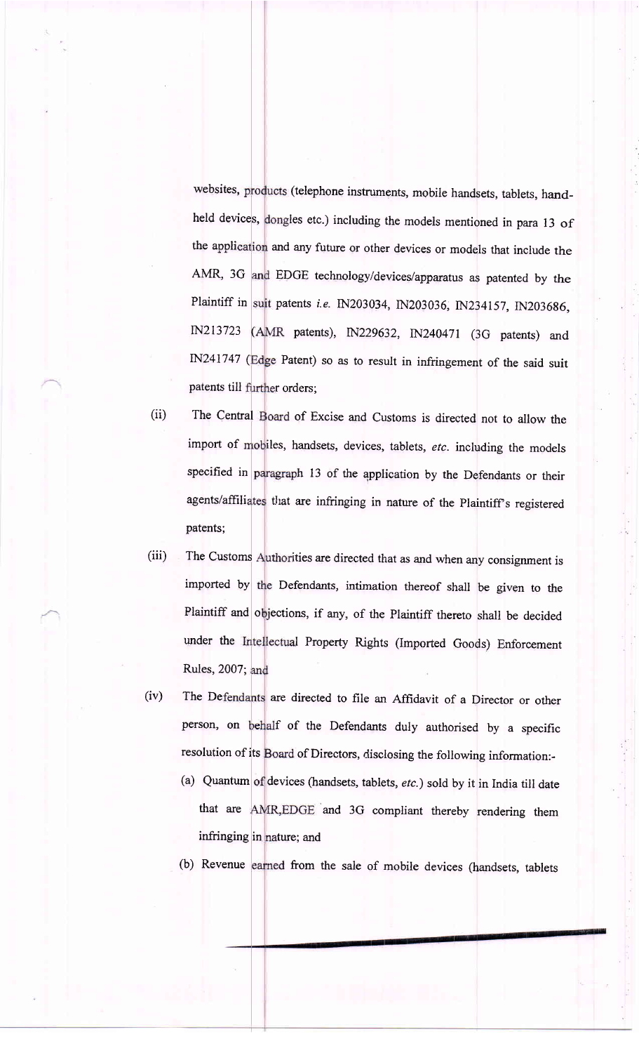websites, products (telephone instruments, mobile handsets, tablets, hand-held devices, dongles etc.) including the models mentioned in para 13 of the application and any future or other devices or models that include the AMR, 3G and EDGE technology/devices/apparatus as patented by the Plaintiff in suit patents *i.e.* IN203034, IN203036, IN234157, IN203686, IN213723 (AMR patents), IN229632, IN240471 (3G patents) and IN241747 (Edge Patent) so as to result in infringement of the said suit patents till further orders;

(ii) The Central Board of Excise and Customs is directed not to allow the import of mobiles, handsets, devices, tablets, *etc.* including the models specified in paragraph 13 of the application by the Defendants or their agents/affiliates that are infringing in nature of the Plaintiff's registered patents;

(iii) The Customs Authorities are directed that as and when any consignment is imported by the Defendants, intimation thereof shall be given to the Plaintiff and objections, if any, of the Plaintiff thereto shall be decided under the Intellectual Property Rights (Imported Goods) Enforcement Rules, 2007; and

(iv) The Defendants are directed to file an Affidavit of a Director or other person, on behalf of the Defendants duly authorised by a specific resolution of its Board of Directors, disclosing the following information:-

(a) Quantum of devices (handsets, tablets, *etc.*) sold by it in India till date that are AMR,EDGE and 3G compliant thereby rendering them infringing in nature; and

(b) Revenue earned from the sale of mobile devices (handsets, tablets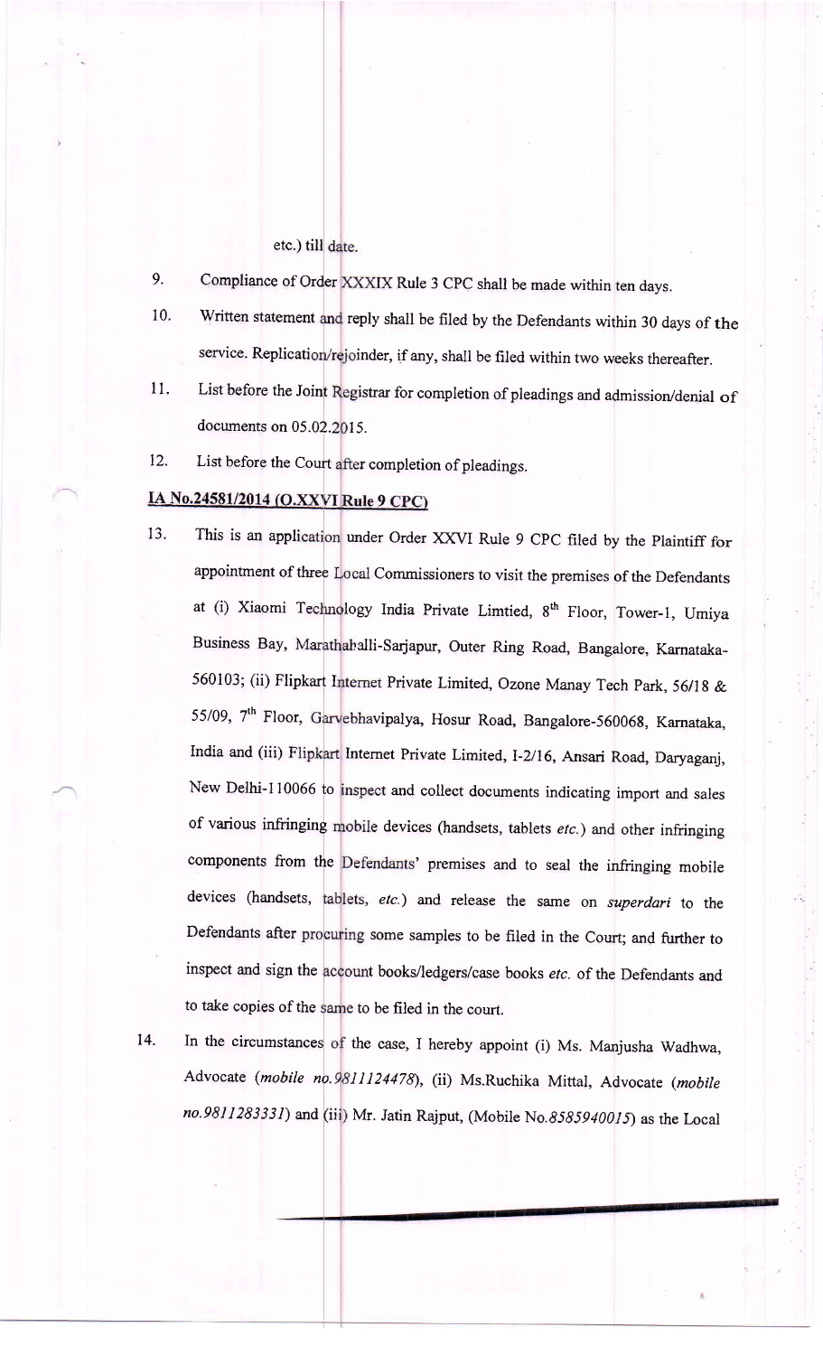etc.) till date.

9. Compliance of Order XXXIX Rule 3 CPC shall be made within ten days.

10. Written statement and reply shall be filed by the Defendants within 30 days of the service. Replication/rejoinder, if any, shall be filed within two weeks thereafter.

11. List before the Joint Registrar for completion of pleadings and admission/denial of documents on 05.02.2015.

12. List before the Court after completion of pleadings.

**IA No.24581/2014 (O.XXVI Rule 9 CPC)**

13. This is an application under Order XXVI Rule 9 CPC filed by the Plaintiff for appointment of three Local Commissioners to visit the premises of the Defendants at (i) Xiaomi Technology India Private Limtied, 8th Floor, Tower-1, Umiya Business Bay, Marathahalli-Sarjapur, Outer Ring Road, Bangalore, Karnataka-560103; (ii) Flipkart Internet Private Limited, Ozone Manay Tech Park, 56/18 & 55/09, 7th Floor, Garvebhavipalya, Hosur Road, Bangalore-560068, Karnataka, India and (iii) Flipkart Internet Private Limited, I-2/16, Ansari Road, Daryaganj, New Delhi-110066 to inspect and collect documents indicating import and sales of various infringing mobile devices (handsets, tablets *etc.*) and other infringing components from the Defendants' premises and to seal the infringing mobile devices (handsets, tablets, *etc.*) and release the same on *superdari* to the Defendants after procuring some samples to be filed in the Court; and further to inspect and sign the account books/ledgers/case books *etc.* of the Defendants and to take copies of the same to be filed in the court.

14. In the circumstances of the case, I hereby appoint (i) Ms. Manjusha Wadhwa, Advocate (*mobile no.9811124478*), (ii) Ms.Ruchika Mittal, Advocate (*mobile no.9811283331*) and (iii) Mr. Jatin Rajput, (Mobile No.*8585940015*) as the Local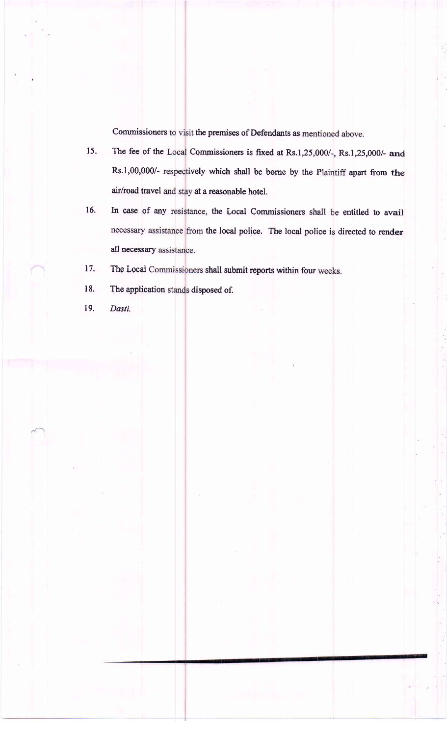Commissioners to visit the premises of Defendants as mentioned above.

15. The fee of the Local Commissioners is fixed at Rs.1,25,000/-, Rs.1,25,000/- and Rs.1,00,000/- respectively which shall be borne by the Plaintiff apart from the air/road travel and stay at a reasonable hotel.

16. In case of any resistance, the Local Commissioners shall be entitled to avail necessary assistance from the local police. The local police is directed to render all necessary assistance.

17. The Local Commissioners shall submit reports within four weeks.

18. The application stands disposed of.

19. *Dasti.*